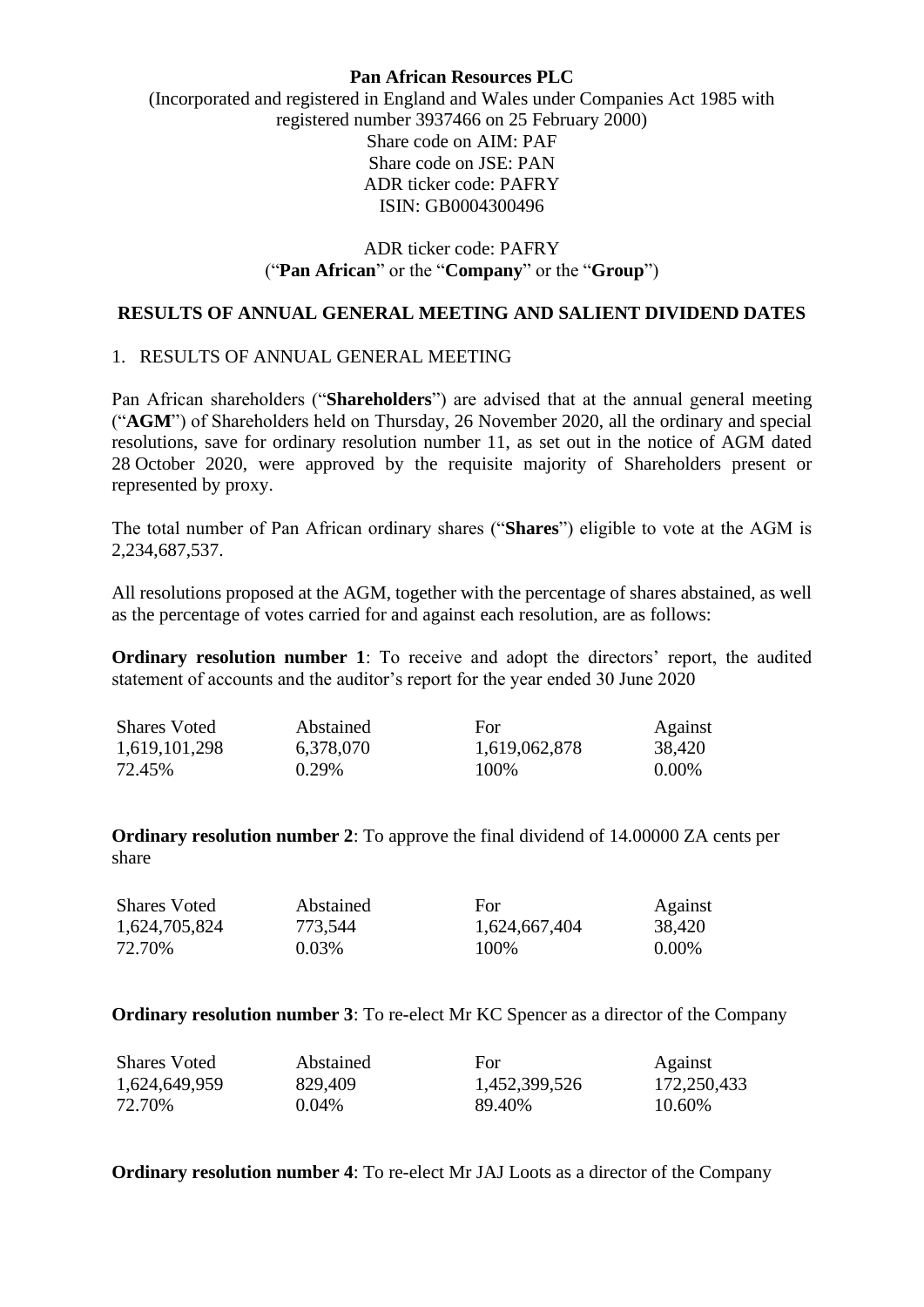**Pan African Resources PLC**

(Incorporated and registered in England and Wales under Companies Act 1985 with registered number 3937466 on 25 February 2000)
Share code on AIM: PAF
Share code on JSE: PAN
ADR ticker code: PAFRY
ISIN: GB0004300496

ADR ticker code: PAFRY
("**Pan African**" or the "**Company**" or the "**Group**")

## RESULTS OF ANNUAL GENERAL MEETING AND SALIENT DIVIDEND DATES

1. RESULTS OF ANNUAL GENERAL MEETING

Pan African shareholders ("**Shareholders**") are advised that at the annual general meeting ("**AGM**") of Shareholders held on Thursday, 26 November 2020, all the ordinary and special resolutions, save for ordinary resolution number 11, as set out in the notice of AGM dated 28 October 2020, were approved by the requisite majority of Shareholders present or represented by proxy.

The total number of Pan African ordinary shares ("**Shares**") eligible to vote at the AGM is 2,234,687,537.

All resolutions proposed at the AGM, together with the percentage of shares abstained, as well as the percentage of votes carried for and against each resolution, are as follows:

**Ordinary resolution number 1**: To receive and adopt the directors' report, the audited statement of accounts and the auditor's report for the year ended 30 June 2020

| Shares Voted | Abstained | For | Against |
|---|---|---|---|
| 1,619,101,298 | 6,378,070 | 1,619,062,878 | 38,420 |
| 72.45% | 0.29% | 100% | 0.00% |

**Ordinary resolution number 2**: To approve the final dividend of 14.00000 ZA cents per share

| Shares Voted | Abstained | For | Against |
|---|---|---|---|
| 1,624,705,824 | 773,544 | 1,624,667,404 | 38,420 |
| 72.70% | 0.03% | 100% | 0.00% |

**Ordinary resolution number 3**: To re-elect Mr KC Spencer as a director of the Company

| Shares Voted | Abstained | For | Against |
|---|---|---|---|
| 1,624,649,959 | 829,409 | 1,452,399,526 | 172,250,433 |
| 72.70% | 0.04% | 89.40% | 10.60% |

**Ordinary resolution number 4**: To re-elect Mr JAJ Loots as a director of the Company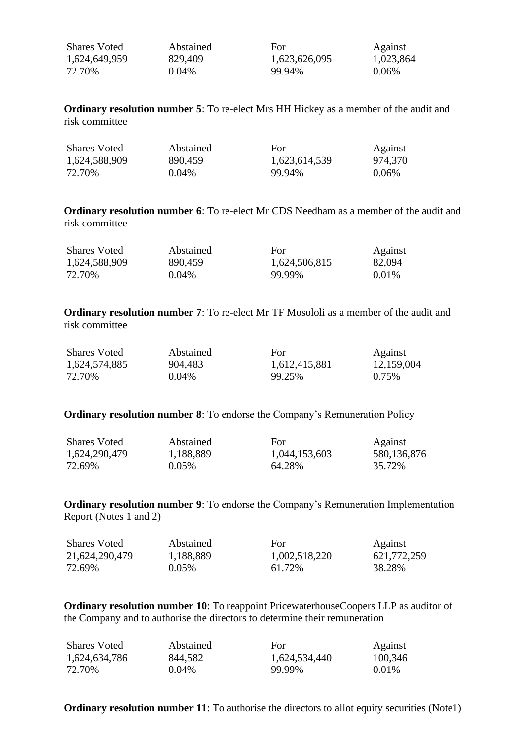| Shares Voted | Abstained | For | Against |
|---|---|---|---|
| 1,624,649,959 | 829,409 | 1,623,626,095 | 1,023,864 |
| 72.70% | 0.04% | 99.94% | 0.06% |

**Ordinary resolution number 5**: To re-elect Mrs HH Hickey as a member of the audit and risk committee

| Shares Voted | Abstained | For | Against |
|---|---|---|---|
| 1,624,588,909 | 890,459 | 1,623,614,539 | 974,370 |
| 72.70% | 0.04% | 99.94% | 0.06% |

**Ordinary resolution number 6**: To re-elect Mr CDS Needham as a member of the audit and risk committee

| Shares Voted | Abstained | For | Against |
|---|---|---|---|
| 1,624,588,909 | 890,459 | 1,624,506,815 | 82,094 |
| 72.70% | 0.04% | 99.99% | 0.01% |

**Ordinary resolution number 7**: To re-elect Mr TF Mosololi as a member of the audit and risk committee

| Shares Voted | Abstained | For | Against |
|---|---|---|---|
| 1,624,574,885 | 904,483 | 1,612,415,881 | 12,159,004 |
| 72.70% | 0.04% | 99.25% | 0.75% |

**Ordinary resolution number 8**: To endorse the Company's Remuneration Policy

| Shares Voted | Abstained | For | Against |
|---|---|---|---|
| 1,624,290,479 | 1,188,889 | 1,044,153,603 | 580,136,876 |
| 72.69% | 0.05% | 64.28% | 35.72% |

**Ordinary resolution number 9**: To endorse the Company's Remuneration Implementation Report (Notes 1 and 2)

| Shares Voted | Abstained | For | Against |
|---|---|---|---|
| 21,624,290,479 | 1,188,889 | 1,002,518,220 | 621,772,259 |
| 72.69% | 0.05% | 61.72% | 38.28% |

**Ordinary resolution number 10**: To reappoint PricewaterhouseCoopers LLP as auditor of the Company and to authorise the directors to determine their remuneration

| Shares Voted | Abstained | For | Against |
|---|---|---|---|
| 1,624,634,786 | 844,582 | 1,624,534,440 | 100,346 |
| 72.70% | 0.04% | 99.99% | 0.01% |

**Ordinary resolution number 11**: To authorise the directors to allot equity securities (Note1)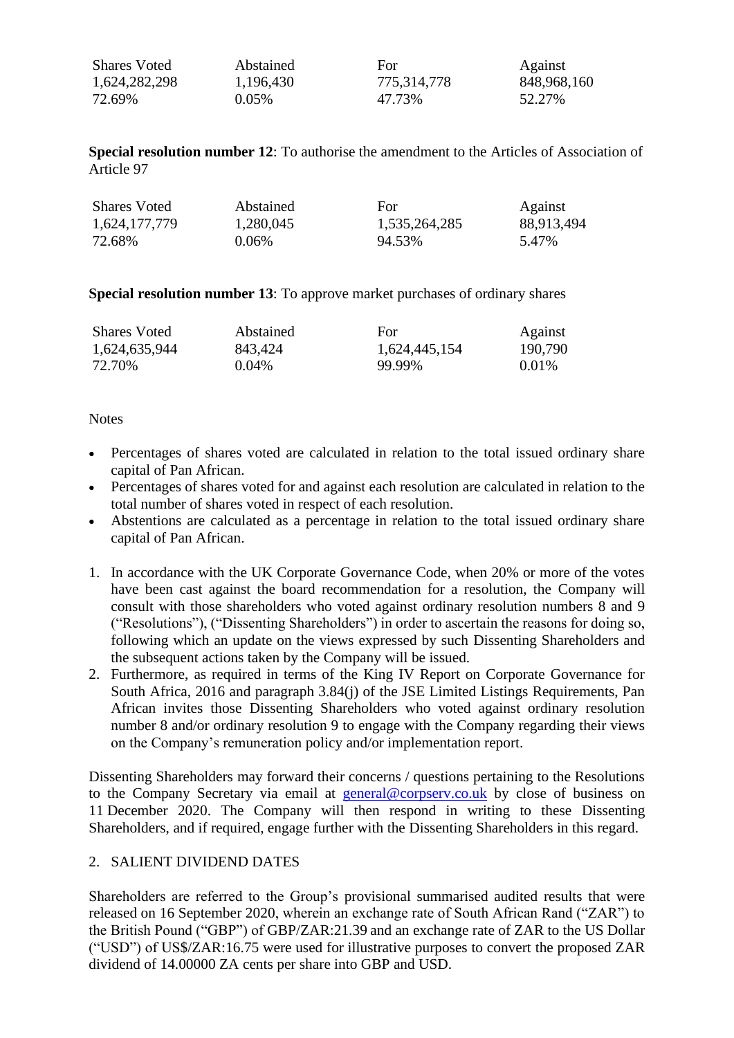| Shares Voted | Abstained | For | Against |
|---|---|---|---|
| 1,624,282,298 | 1,196,430 | 775,314,778 | 848,968,160 |
| 72.69% | 0.05% | 47.73% | 52.27% |

**Special resolution number 12**: To authorise the amendment to the Articles of Association of Article 97

| Shares Voted | Abstained | For | Against |
|---|---|---|---|
| 1,624,177,779 | 1,280,045 | 1,535,264,285 | 88,913,494 |
| 72.68% | 0.06% | 94.53% | 5.47% |

**Special resolution number 13**: To approve market purchases of ordinary shares

| Shares Voted | Abstained | For | Against |
|---|---|---|---|
| 1,624,635,944 | 843,424 | 1,624,445,154 | 190,790 |
| 72.70% | 0.04% | 99.99% | 0.01% |

Notes

- Percentages of shares voted are calculated in relation to the total issued ordinary share capital of Pan African.
- Percentages of shares voted for and against each resolution are calculated in relation to the total number of shares voted in respect of each resolution.
- Abstentions are calculated as a percentage in relation to the total issued ordinary share capital of Pan African.

1. In accordance with the UK Corporate Governance Code, when 20% or more of the votes have been cast against the board recommendation for a resolution, the Company will consult with those shareholders who voted against ordinary resolution numbers 8 and 9 ("Resolutions"), ("Dissenting Shareholders") in order to ascertain the reasons for doing so, following which an update on the views expressed by such Dissenting Shareholders and the subsequent actions taken by the Company will be issued.
2. Furthermore, as required in terms of the King IV Report on Corporate Governance for South Africa, 2016 and paragraph 3.84(j) of the JSE Limited Listings Requirements, Pan African invites those Dissenting Shareholders who voted against ordinary resolution number 8 and/or ordinary resolution 9 to engage with the Company regarding their views on the Company's remuneration policy and/or implementation report.

Dissenting Shareholders may forward their concerns / questions pertaining to the Resolutions to the Company Secretary via email at general@corpserv.co.uk by close of business on 11 December 2020. The Company will then respond in writing to these Dissenting Shareholders, and if required, engage further with the Dissenting Shareholders in this regard.

## 2. SALIENT DIVIDEND DATES

Shareholders are referred to the Group's provisional summarised audited results that were released on 16 September 2020, wherein an exchange rate of South African Rand ("ZAR") to the British Pound ("GBP") of GBP/ZAR:21.39 and an exchange rate of ZAR to the US Dollar ("USD") of US$/ZAR:16.75 were used for illustrative purposes to convert the proposed ZAR dividend of 14.00000 ZA cents per share into GBP and USD.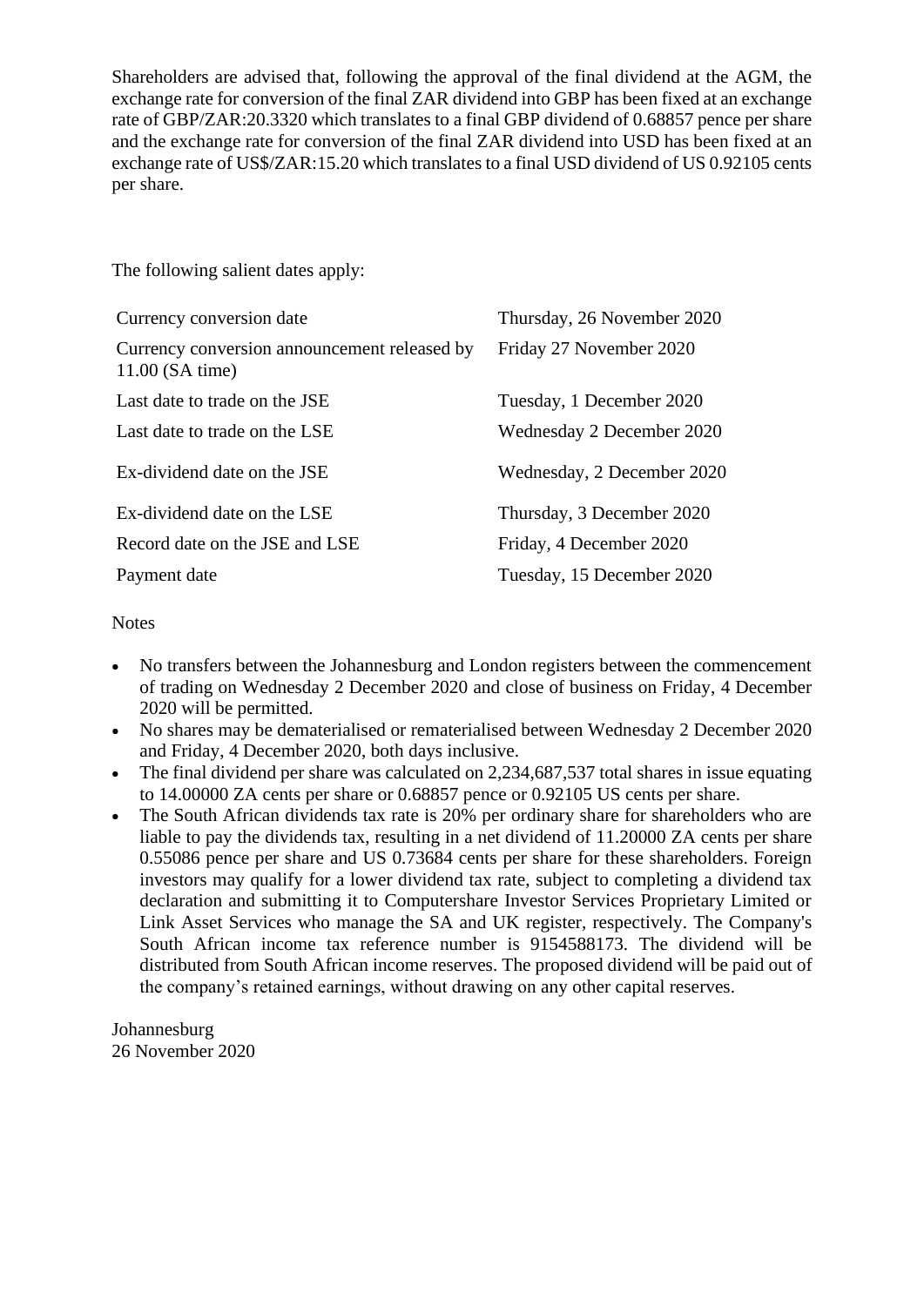Shareholders are advised that, following the approval of the final dividend at the AGM, the exchange rate for conversion of the final ZAR dividend into GBP has been fixed at an exchange rate of GBP/ZAR:20.3320 which translates to a final GBP dividend of 0.68857 pence per share and the exchange rate for conversion of the final ZAR dividend into USD has been fixed at an exchange rate of US$/ZAR:15.20 which translates to a final USD dividend of US 0.92105 cents per share.

The following salient dates apply:

| | |
|---|---|
| Currency conversion date | Thursday, 26 November 2020 |
| Currency conversion announcement released by 11.00 (SA time) | Friday 27 November 2020 |
| Last date to trade on the JSE | Tuesday, 1 December 2020 |
| Last date to trade on the LSE | Wednesday 2 December 2020 |
| Ex-dividend date on the JSE | Wednesday, 2 December 2020 |
| Ex-dividend date on the LSE | Thursday, 3 December 2020 |
| Record date on the JSE and LSE | Friday, 4 December 2020 |
| Payment date | Tuesday, 15 December 2020 |

Notes

- No transfers between the Johannesburg and London registers between the commencement of trading on Wednesday 2 December 2020 and close of business on Friday, 4 December 2020 will be permitted.
- No shares may be dematerialised or rematerialised between Wednesday 2 December 2020 and Friday, 4 December 2020, both days inclusive.
- The final dividend per share was calculated on 2,234,687,537 total shares in issue equating to 14.00000 ZA cents per share or 0.68857 pence or 0.92105 US cents per share.
- The South African dividends tax rate is 20% per ordinary share for shareholders who are liable to pay the dividends tax, resulting in a net dividend of 11.20000 ZA cents per share 0.55086 pence per share and US 0.73684 cents per share for these shareholders. Foreign investors may qualify for a lower dividend tax rate, subject to completing a dividend tax declaration and submitting it to Computershare Investor Services Proprietary Limited or Link Asset Services who manage the SA and UK register, respectively. The Company's South African income tax reference number is 9154588173. The dividend will be distributed from South African income reserves. The proposed dividend will be paid out of the company's retained earnings, without drawing on any other capital reserves.

Johannesburg
26 November 2020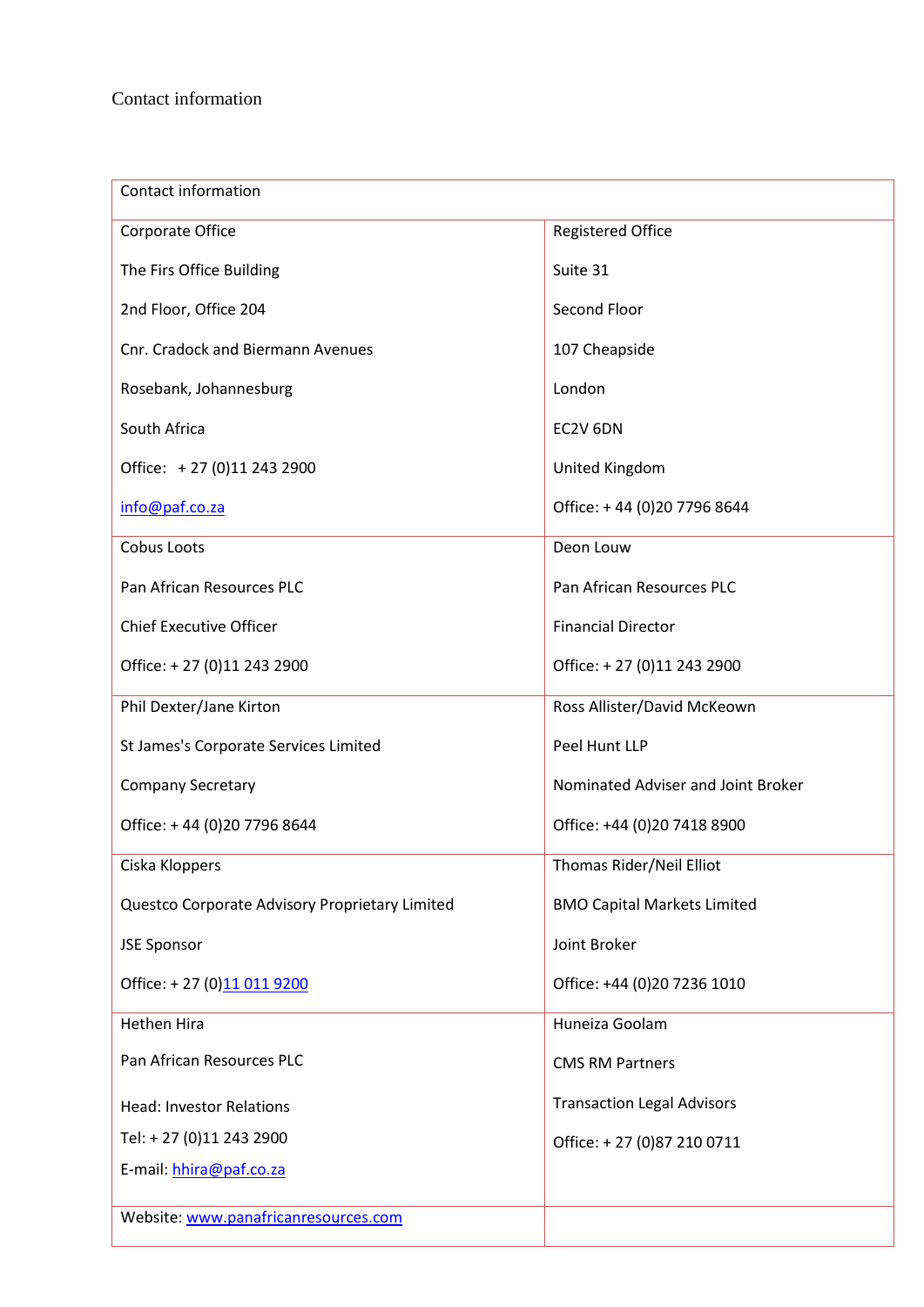Contact information

| Contact information | |
|---|---|
| Corporate Office<br><br>The Firs Office Building<br><br>2nd Floor, Office 204<br><br>Cnr. Cradock and Biermann Avenues<br><br>Rosebank, Johannesburg<br><br>South Africa<br><br>Office: + 27 (0)11 243 2900<br><br>info@paf.co.za | Registered Office<br><br>Suite 31<br><br>Second Floor<br><br>107 Cheapside<br><br>London<br><br>EC2V 6DN<br><br>United Kingdom<br><br>Office: + 44 (0)20 7796 8644 |
| Cobus Loots<br><br>Pan African Resources PLC<br><br>Chief Executive Officer<br><br>Office: + 27 (0)11 243 2900 | Deon Louw<br><br>Pan African Resources PLC<br><br>Financial Director<br><br>Office: + 27 (0)11 243 2900 |
| Phil Dexter/Jane Kirton<br><br>St James's Corporate Services Limited<br><br>Company Secretary<br><br>Office: + 44 (0)20 7796 8644 | Ross Allister/David McKeown<br><br>Peel Hunt LLP<br><br>Nominated Adviser and Joint Broker<br><br>Office: +44 (0)20 7418 8900 |
| Ciska Kloppers<br><br>Questco Corporate Advisory Proprietary Limited<br><br>JSE Sponsor<br><br>Office: + 27 (0)11 011 9200 | Thomas Rider/Neil Elliot<br><br>BMO Capital Markets Limited<br><br>Joint Broker<br><br>Office: +44 (0)20 7236 1010 |
| Hethen Hira<br><br>Pan African Resources PLC<br><br>Head: Investor Relations<br><br>Tel: + 27 (0)11 243 2900<br><br>E-mail: hhira@paf.co.za | Huneiza Goolam<br><br>CMS RM Partners<br><br>Transaction Legal Advisors<br><br>Office: + 27 (0)87 210 0711 |
| Website: www.panafricanresources.com | |